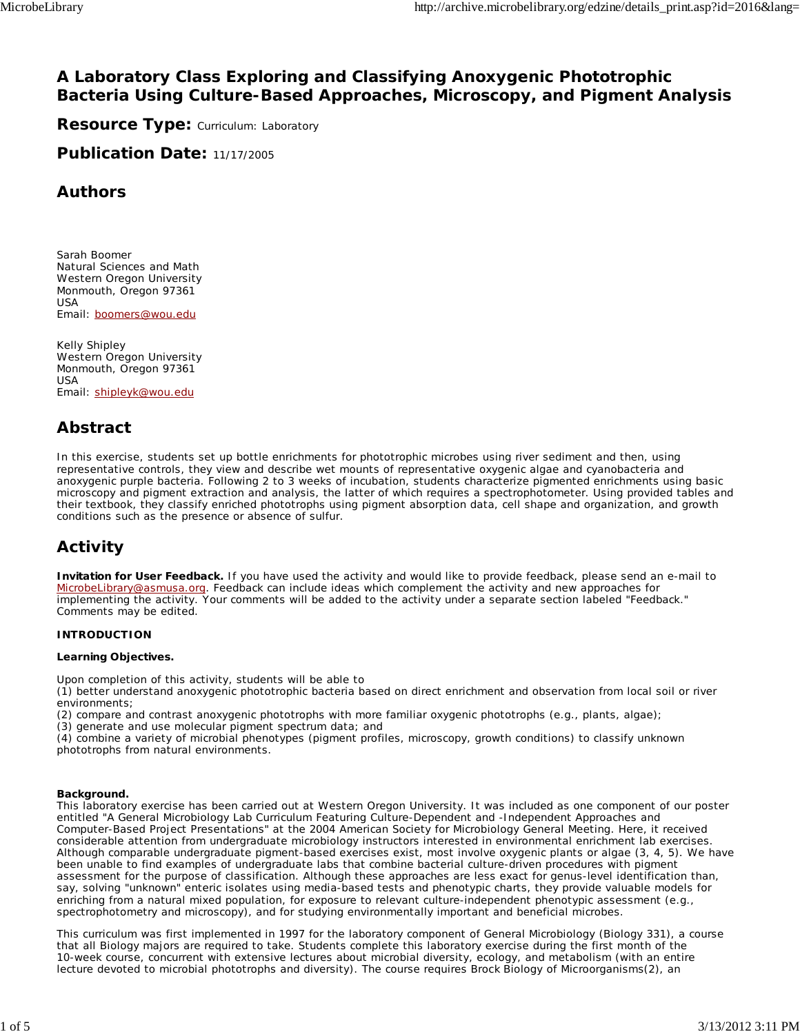# A Laboratory Class Exploring and Classifying Anoxygenic Phototrophic Bacteria Using Culture-Based Approaches, Microscopy, and Pigment Analysis

**Resource Type:** Curriculum: Laboratory

**Publication Date:** 11/17/2005

## Authors

Sarah Boomer
Natural Sciences and Math
Western Oregon University
Monmouth, Oregon 97361
USA
Email: boomers@wou.edu

Kelly Shipley
Western Oregon University
Monmouth, Oregon 97361
USA
Email: shipleyk@wou.edu

## Abstract

In this exercise, students set up bottle enrichments for phototrophic microbes using river sediment and then, using representative controls, they view and describe wet mounts of representative oxygenic algae and cyanobacteria and anoxygenic purple bacteria. Following 2 to 3 weeks of incubation, students characterize pigmented enrichments using basic microscopy and pigment extraction and analysis, the latter of which requires a spectrophotometer. Using provided tables and their textbook, they classify enriched phototrophs using pigment absorption data, cell shape and organization, and growth conditions such as the presence or absence of sulfur.

## Activity

**Invitation for User Feedback.** If you have used the activity and would like to provide feedback, please send an e-mail to MicrobeLibrary@asmusa.org. Feedback can include ideas which complement the activity and new approaches for implementing the activity. Your comments will be added to the activity under a separate section labeled "Feedback." Comments may be edited.

**INTRODUCTION**

**Learning Objectives.**

Upon completion of this activity, students will be able to
(1) better understand anoxygenic phototrophic bacteria based on direct enrichment and observation from local soil or river environments;
(2) compare and contrast anoxygenic phototrophs with more familiar oxygenic phototrophs (e.g., plants, algae);
(3) generate and use molecular pigment spectrum data; and
(4) combine a variety of microbial phenotypes (pigment profiles, microscopy, growth conditions) to classify unknown phototrophs from natural environments.

**Background.**
This laboratory exercise has been carried out at Western Oregon University. It was included as one component of our poster entitled "A General Microbiology Lab Curriculum Featuring Culture-Dependent and -Independent Approaches and Computer-Based Project Presentations" at the 2004 American Society for Microbiology General Meeting. Here, it received considerable attention from undergraduate microbiology instructors interested in environmental enrichment lab exercises. Although comparable undergraduate pigment-based exercises exist, most involve oxygenic plants or algae (3, 4, 5). We have been unable to find examples of undergraduate labs that combine bacterial culture-driven procedures with pigment assessment for the purpose of classification. Although these approaches are less exact for genus-level identification than, say, solving "unknown" enteric isolates using media-based tests and phenotypic charts, they provide valuable models for enriching from a natural mixed population, for exposure to relevant culture-independent phenotypic assessment (e.g., spectrophotometry and microscopy), and for studying environmentally important and beneficial microbes.

This curriculum was first implemented in 1997 for the laboratory component of General Microbiology (Biology 331), a course that all Biology majors are required to take. Students complete this laboratory exercise during the first month of the 10-week course, concurrent with extensive lectures about microbial diversity, ecology, and metabolism (with an entire lecture devoted to microbial phototrophs and diversity). The course requires Brock Biology of Microorganisms(2), an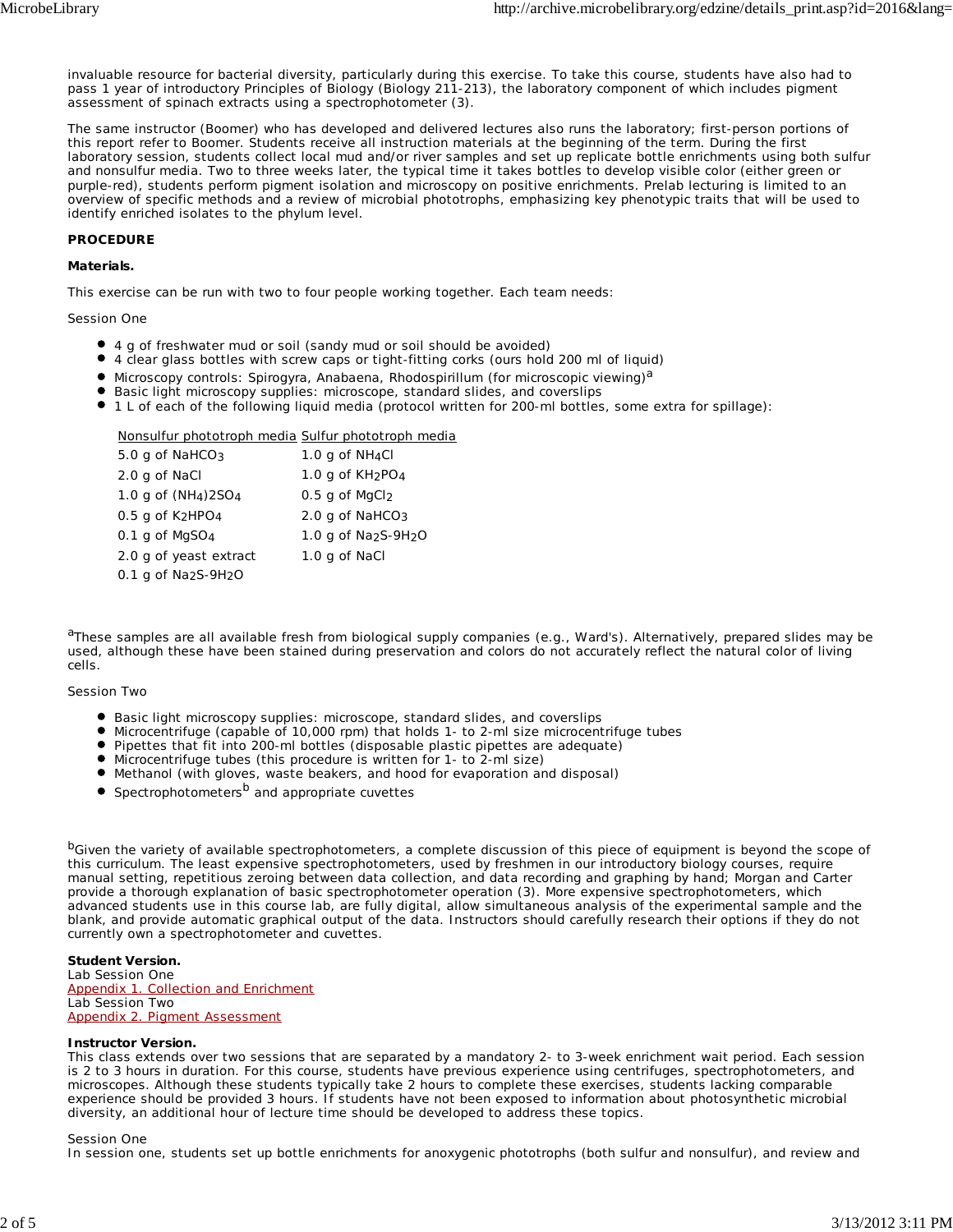invaluable resource for bacterial diversity, particularly during this exercise. To take this course, students have also had to pass 1 year of introductory Principles of Biology (Biology 211-213), the laboratory component of which includes pigment assessment of spinach extracts using a spectrophotometer (3).

The same instructor (Boomer) who has developed and delivered lectures also runs the laboratory; first-person portions of this report refer to Boomer. Students receive all instruction materials at the beginning of the term. During the first laboratory session, students collect local mud and/or river samples and set up replicate bottle enrichments using both sulfur and nonsulfur media. Two to three weeks later, the typical time it takes bottles to develop visible color (either green or purple-red), students perform pigment isolation and microscopy on positive enrichments. Prelab lecturing is limited to an overview of specific methods and a review of microbial phototrophs, emphasizing key phenotypic traits that will be used to identify enriched isolates to the phylum level.

**PROCEDURE**

**Materials.**

This exercise can be run with two to four people working together. Each team needs:

Session One

- 4 g of freshwater mud or soil (sandy mud or soil should be avoided)
- 4 clear glass bottles with screw caps or tight-fitting corks (ours hold 200 ml of liquid)
- Microscopy controls: Spirogyra, Anabaena, Rhodospirillum (for microscopic viewing)[a]
- Basic light microscopy supplies: microscope, standard slides, and coverslips
- 1 L of each of the following liquid media (protocol written for 200-ml bottles, some extra for spillage):

| Nonsulfur phototroph media | Sulfur phototroph media |
|---|---|
| 5.0 g of $NaHCO_3$ | 1.0 g of $NH_4Cl$ |
| 2.0 g of NaCl | 1.0 g of $KH_2PO_4$ |
| 1.0 g of $(NH_4)2SO_4$ | 0.5 g of $MgCl_2$ |
| 0.5 g of $K_2HPO_4$ | 2.0 g of $NaHCO_3$ |
| 0.1 g of $MgSO_4$ | 1.0 g of $Na_2S$-$9H_2O$ |
| 2.0 g of yeast extract | 1.0 g of NaCl |
| 0.1 g of $Na_2S$-$9H_2O$ | |

[a]These samples are all available fresh from biological supply companies (e.g., Ward's). Alternatively, prepared slides may be used, although these have been stained during preservation and colors do not accurately reflect the natural color of living cells.

Session Two

- Basic light microscopy supplies: microscope, standard slides, and coverslips
- Microcentrifuge (capable of 10,000 rpm) that holds 1- to 2-ml size microcentrifuge tubes
- Pipettes that fit into 200-ml bottles (disposable plastic pipettes are adequate)
- Microcentrifuge tubes (this procedure is written for 1- to 2-ml size)
- Methanol (with gloves, waste beakers, and hood for evaporation and disposal)
- Spectrophotometers[b] and appropriate cuvettes

[b]Given the variety of available spectrophotometers, a complete discussion of this piece of equipment is beyond the scope of this curriculum. The least expensive spectrophotometers, used by freshmen in our introductory biology courses, require manual setting, repetitious zeroing between data collection, and data recording and graphing by hand; Morgan and Carter provide a thorough explanation of basic spectrophotometer operation (3). More expensive spectrophotometers, which advanced students use in this course lab, are fully digital, allow simultaneous analysis of the experimental sample and the blank, and provide automatic graphical output of the data. Instructors should carefully research their options if they do not currently own a spectrophotometer and cuvettes.

**Student Version.**
Lab Session One
Appendix 1. Collection and Enrichment
Lab Session Two
Appendix 2. Pigment Assessment

**Instructor Version.**
This class extends over two sessions that are separated by a mandatory 2- to 3-week enrichment wait period. Each session is 2 to 3 hours in duration. For this course, students have previous experience using centrifuges, spectrophotometers, and microscopes. Although these students typically take 2 hours to complete these exercises, students lacking comparable experience should be provided 3 hours. If students have not been exposed to information about photosynthetic microbial diversity, an additional hour of lecture time should be developed to address these topics.

Session One
In session one, students set up bottle enrichments for anoxygenic phototrophs (both sulfur and nonsulfur), and review and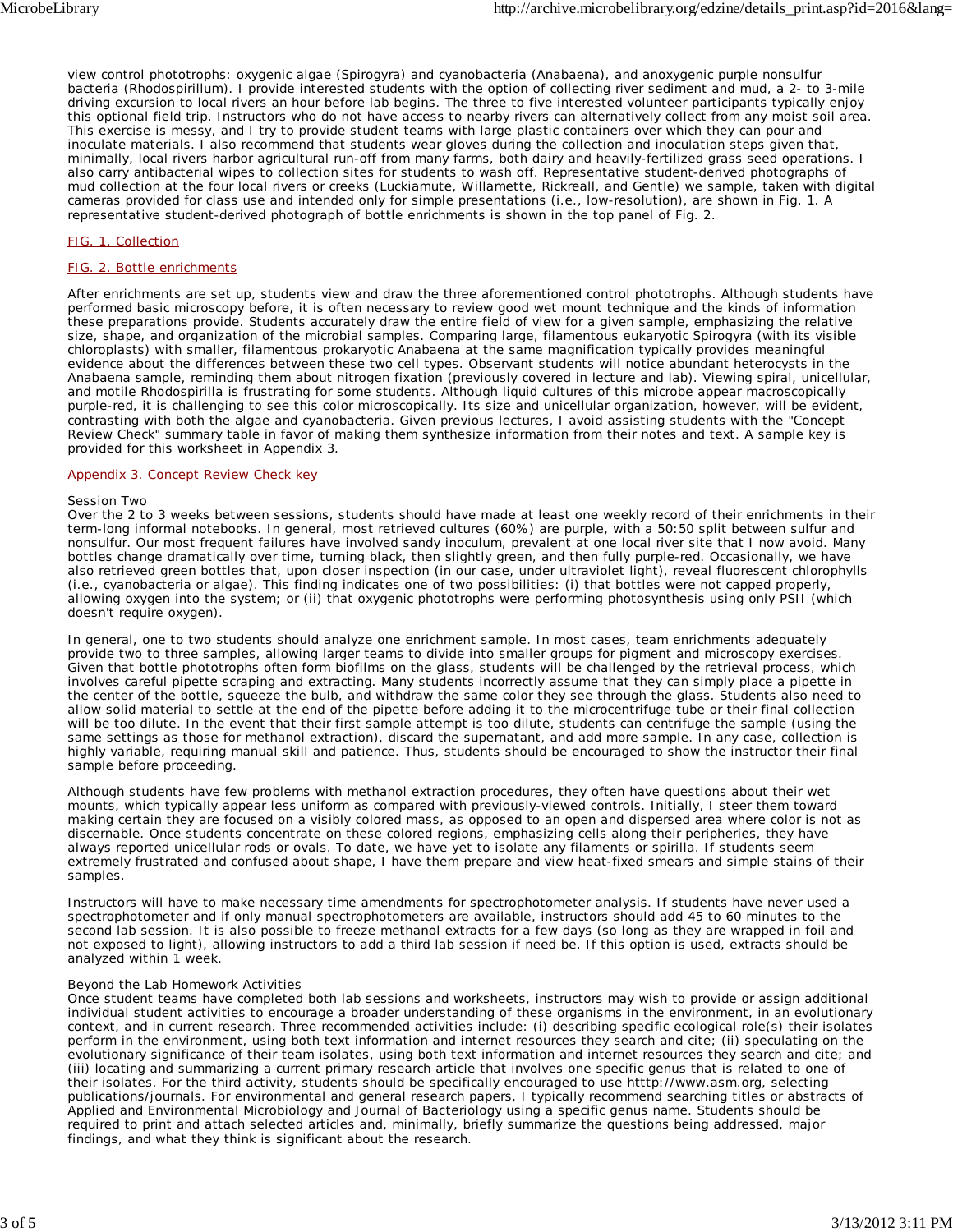view control phototrophs: oxygenic algae (Spirogyra) and cyanobacteria (Anabaena), and anoxygenic purple nonsulfur bacteria (Rhodospirillum). I provide interested students with the option of collecting river sediment and mud, a 2- to 3-mile driving excursion to local rivers an hour before lab begins. The three to five interested volunteer participants typically enjoy this optional field trip. Instructors who do not have access to nearby rivers can alternatively collect from any moist soil area. This exercise is messy, and I try to provide student teams with large plastic containers over which they can pour and inoculate materials. I also recommend that students wear gloves during the collection and inoculation steps given that, minimally, local rivers harbor agricultural run-off from many farms, both dairy and heavily-fertilized grass seed operations. I also carry antibacterial wipes to collection sites for students to wash off. Representative student-derived photographs of mud collection at the four local rivers or creeks (Luckiamute, Willamette, Rickreall, and Gentle) we sample, taken with digital cameras provided for class use and intended only for simple presentations (i.e., low-resolution), are shown in Fig. 1. A representative student-derived photograph of bottle enrichments is shown in the top panel of Fig. 2.

FIG. 1. Collection

FIG. 2. Bottle enrichments

After enrichments are set up, students view and draw the three aforementioned control phototrophs. Although students have performed basic microscopy before, it is often necessary to review good wet mount technique and the kinds of information these preparations provide. Students accurately draw the entire field of view for a given sample, emphasizing the relative size, shape, and organization of the microbial samples. Comparing large, filamentous eukaryotic Spirogyra (with its visible chloroplasts) with smaller, filamentous prokaryotic Anabaena at the same magnification typically provides meaningful evidence about the differences between these two cell types. Observant students will notice abundant heterocysts in the Anabaena sample, reminding them about nitrogen fixation (previously covered in lecture and lab). Viewing spiral, unicellular, and motile Rhodospirilla is frustrating for some students. Although liquid cultures of this microbe appear macroscopically purple-red, it is challenging to see this color microscopically. Its size and unicellular organization, however, will be evident, contrasting with both the algae and cyanobacteria. Given previous lectures, I avoid assisting students with the "Concept Review Check" summary table in favor of making them synthesize information from their notes and text. A sample key is provided for this worksheet in Appendix 3.

Appendix 3. Concept Review Check key

Session Two

Over the 2 to 3 weeks between sessions, students should have made at least one weekly record of their enrichments in their term-long informal notebooks. In general, most retrieved cultures (60%) are purple, with a 50:50 split between sulfur and nonsulfur. Our most frequent failures have involved sandy inoculum, prevalent at one local river site that I now avoid. Many bottles change dramatically over time, turning black, then slightly green, and then fully purple-red. Occasionally, we have also retrieved green bottles that, upon closer inspection (in our case, under ultraviolet light), reveal fluorescent chlorophylls (i.e., cyanobacteria or algae). This finding indicates one of two possibilities: (i) that bottles were not capped properly, allowing oxygen into the system; or (ii) that oxygenic phototrophs were performing photosynthesis using only PSII (which doesn't require oxygen).

In general, one to two students should analyze one enrichment sample. In most cases, team enrichments adequately provide two to three samples, allowing larger teams to divide into smaller groups for pigment and microscopy exercises. Given that bottle phototrophs often form biofilms on the glass, students will be challenged by the retrieval process, which involves careful pipette scraping and extracting. Many students incorrectly assume that they can simply place a pipette in the center of the bottle, squeeze the bulb, and withdraw the same color they see through the glass. Students also need to allow solid material to settle at the end of the pipette before adding it to the microcentrifuge tube or their final collection will be too dilute. In the event that their first sample attempt is too dilute, students can centrifuge the sample (using the same settings as those for methanol extraction), discard the supernatant, and add more sample. In any case, collection is highly variable, requiring manual skill and patience. Thus, students should be encouraged to show the instructor their final sample before proceeding.

Although students have few problems with methanol extraction procedures, they often have questions about their wet mounts, which typically appear less uniform as compared with previously-viewed controls. Initially, I steer them toward making certain they are focused on a visibly colored mass, as opposed to an open and dispersed area where color is not as discernable. Once students concentrate on these colored regions, emphasizing cells along their peripheries, they have always reported unicellular rods or ovals. To date, we have yet to isolate any filaments or spirilla. If students seem extremely frustrated and confused about shape, I have them prepare and view heat-fixed smears and simple stains of their samples.

Instructors will have to make necessary time amendments for spectrophotometer analysis. If students have never used a spectrophotometer and if only manual spectrophotometers are available, instructors should add 45 to 60 minutes to the second lab session. It is also possible to freeze methanol extracts for a few days (so long as they are wrapped in foil and not exposed to light), allowing instructors to add a third lab session if need be. If this option is used, extracts should be analyzed within 1 week.

Beyond the Lab Homework Activities

Once student teams have completed both lab sessions and worksheets, instructors may wish to provide or assign additional individual student activities to encourage a broader understanding of these organisms in the environment, in an evolutionary context, and in current research. Three recommended activities include: (i) describing specific ecological role(s) their isolates perform in the environment, using both text information and internet resources they search and cite; (ii) speculating on the evolutionary significance of their team isolates, using both text information and internet resources they search and cite; and (iii) locating and summarizing a current primary research article that involves one specific genus that is related to one of their isolates. For the third activity, students should be specifically encouraged to use htttp://www.asm.org, selecting publications/journals. For environmental and general research papers, I typically recommend searching titles or abstracts of Applied and Environmental Microbiology and Journal of Bacteriology using a specific genus name. Students should be required to print and attach selected articles and, minimally, briefly summarize the questions being addressed, major findings, and what they think is significant about the research.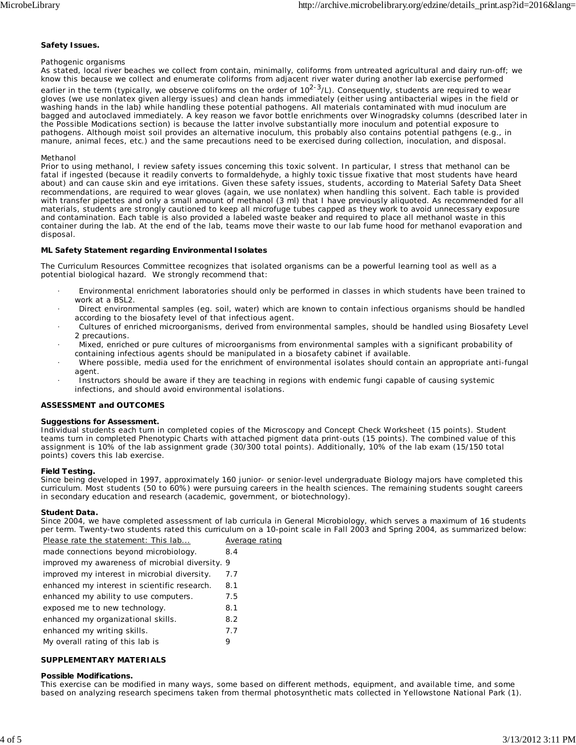**Safety Issues.**

Pathogenic organisms
As stated, local river beaches we collect from contain, minimally, coliforms from untreated agricultural and dairy run-off; we know this because we collect and enumerate coliforms from adjacent river water during another lab exercise performed earlier in the term (typically, we observe coliforms on the order of $10^{2-3}$/L). Consequently, students are required to wear gloves (we use nonlatex given allergy issues) and clean hands immediately (either using antibacterial wipes in the field or washing hands in the lab) while handling these potential pathogens. All materials contaminated with mud inoculum are bagged and autoclaved immediately. A key reason we favor bottle enrichments over Winogradsky columns (described later in the Possible Modifications section) is because the latter involve substantially more inoculum and potential exposure to pathogens. Although moist soil provides an alternative inoculum, this probably also contains potential pathgens (e.g., in manure, animal feces, etc.) and the same precautions need to be exercised during collection, inoculation, and disposal.

Methanol
Prior to using methanol, I review safety issues concerning this toxic solvent. In particular, I stress that methanol can be fatal if ingested (because it readily converts to formaldehyde, a highly toxic tissue fixative that most students have heard about) and can cause skin and eye irritations. Given these safety issues, students, according to Material Safety Data Sheet recommendations, are required to wear gloves (again, we use nonlatex) when handling this solvent. Each table is provided with transfer pipettes and only a small amount of methanol (3 ml) that I have previously aliquoted. As recommended for all materials, students are strongly cautioned to keep all microfuge tubes capped as they work to avoid unnecessary exposure and contamination. Each table is also provided a labeled waste beaker and required to place all methanol waste in this container during the lab. At the end of the lab, teams move their waste to our lab fume hood for methanol evaporation and disposal.

**ML Safety Statement regarding Environmental Isolates**

The Curriculum Resources Committee recognizes that isolated organisms can be a powerful learning tool as well as a potential biological hazard. We strongly recommend that:

- Environmental enrichment laboratories should only be performed in classes in which students have been trained to work at a BSL2.
- Direct environmental samples (eg. soil, water) which are known to contain infectious organisms should be handled according to the biosafety level of that infectious agent.
- Cultures of enriched microorganisms, derived from environmental samples, should be handled using Biosafety Level 2 precautions.
- Mixed, enriched or pure cultures of microorganisms from environmental samples with a significant probability of containing infectious agents should be manipulated in a biosafety cabinet if available.
- Where possible, media used for the enrichment of environmental isolates should contain an appropriate anti-fungal agent.
- Instructors should be aware if they are teaching in regions with endemic fungi capable of causing systemic infections, and should avoid environmental isolations.

**ASSESSMENT and OUTCOMES**

**Suggestions for Assessment.**
Individual students each turn in completed copies of the Microscopy and Concept Check Worksheet (15 points). Student teams turn in completed Phenotypic Charts with attached pigment data print-outs (15 points). The combined value of this assignment is 10% of the lab assignment grade (30/300 total points). Additionally, 10% of the lab exam (15/150 total points) covers this lab exercise.

**Field Testing.**
Since being developed in 1997, approximately 160 junior- or senior-level undergraduate Biology majors have completed this curriculum. Most students (50 to 60%) were pursuing careers in the health sciences. The remaining students sought careers in secondary education and research (academic, government, or biotechnology).

**Student Data.**
Since 2004, we have completed assessment of lab curricula in General Microbiology, which serves a maximum of 16 students per term. Twenty-two students rated this curriculum on a 10-point scale in Fall 2003 and Spring 2004, as summarized below:

| Please rate the statement: This lab... | Average rating |
|---|---|
| made connections beyond microbiology. | 8.4 |
| improved my awareness of microbial diversity. | 9 |
| improved my interest in microbial diversity. | 7.7 |
| enhanced my interest in scientific research. | 8.1 |
| enhanced my ability to use computers. | 7.5 |
| exposed me to new technology. | 8.1 |
| enhanced my organizational skills. | 8.2 |
| enhanced my writing skills. | 7.7 |
| My overall rating of this lab is | 9 |

**SUPPLEMENTARY MATERIALS**

**Possible Modifications.**
This exercise can be modified in many ways, some based on different methods, equipment, and available time, and some based on analyzing research specimens taken from thermal photosynthetic mats collected in Yellowstone National Park (1).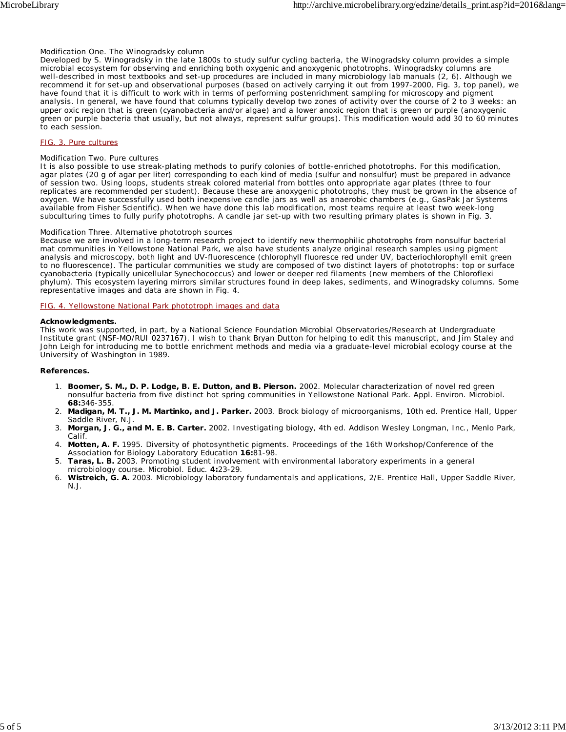Modification One. The Winogradsky column

Developed by S. Winogradsky in the late 1800s to study sulfur cycling bacteria, the Winogradsky column provides a simple microbial ecosystem for observing and enriching both oxygenic and anoxygenic phototrophs. Winogradsky columns are well-described in most textbooks and set-up procedures are included in many microbiology lab manuals (2, 6). Although we recommend it for set-up and observational purposes (based on actively carrying it out from 1997-2000, Fig. 3, top panel), we have found that it is difficult to work with in terms of performing postenrichment sampling for microscopy and pigment analysis. In general, we have found that columns typically develop two zones of activity over the course of 2 to 3 weeks: an upper oxic region that is green (cyanobacteria and/or algae) and a lower anoxic region that is green or purple (anoxygenic green or purple bacteria that usually, but not always, represent sulfur groups). This modification would add 30 to 60 minutes to each session.

FIG. 3. Pure cultures

Modification Two. Pure cultures

It is also possible to use streak-plating methods to purify colonies of bottle-enriched phototrophs. For this modification, agar plates (20 g of agar per liter) corresponding to each kind of media (sulfur and nonsulfur) must be prepared in advance of session two. Using loops, students streak colored material from bottles onto appropriate agar plates (three to four replicates are recommended per student). Because these are anoxygenic phototrophs, they must be grown in the absence of oxygen. We have successfully used both inexpensive candle jars as well as anaerobic chambers (e.g., GasPak Jar Systems available from Fisher Scientific). When we have done this lab modification, most teams require at least two week-long subculturing times to fully purify phototrophs. A candle jar set-up with two resulting primary plates is shown in Fig. 3.

Modification Three. Alternative phototroph sources

Because we are involved in a long-term research project to identify new thermophilic phototrophs from nonsulfur bacterial mat communities in Yellowstone National Park, we also have students analyze original research samples using pigment analysis and microscopy, both light and UV-fluorescence (chlorophyll fluoresce red under UV, bacteriochlorophyll emit green to no fluorescence). The particular communities we study are composed of two distinct layers of phototrophs: top or surface cyanobacteria (typically unicellular Synechococcus) and lower or deeper red filaments (new members of the Chloroflexi phylum). This ecosystem layering mirrors similar structures found in deep lakes, sediments, and Winogradsky columns. Some representative images and data are shown in Fig. 4.

FIG. 4. Yellowstone National Park phototroph images and data

**Acknowledgments.**

This work was supported, in part, by a National Science Foundation Microbial Observatories/Research at Undergraduate Institute grant (NSF-MO/RUI 0237167). I wish to thank Bryan Dutton for helping to edit this manuscript, and Jim Staley and John Leigh for introducing me to bottle enrichment methods and media via a graduate-level microbial ecology course at the University of Washington in 1989.

**References.**

1. **Boomer, S. M., D. P. Lodge, B. E. Dutton, and B. Pierson.** 2002. Molecular characterization of novel red green nonsulfur bacteria from five distinct hot spring communities in Yellowstone National Park. Appl. Environ. Microbiol. **68:**346-355.
2. **Madigan, M. T., J. M. Martinko, and J. Parker.** 2003. Brock biology of microorganisms, 10th ed. Prentice Hall, Upper Saddle River, N.J.
3. **Morgan, J. G., and M. E. B. Carter.** 2002. Investigating biology, 4th ed. Addison Wesley Longman, Inc., Menlo Park, Calif.
4. **Motten, A. F.** 1995. Diversity of photosynthetic pigments. Proceedings of the 16th Workshop/Conference of the Association for Biology Laboratory Education **16:**81-98.
5. **Taras, L. B.** 2003. Promoting student involvement with environmental laboratory experiments in a general microbiology course. Microbiol. Educ. **4:**23-29.
6. **Wistreich, G. A.** 2003. Microbiology laboratory fundamentals and applications, 2/E. Prentice Hall, Upper Saddle River, N.J.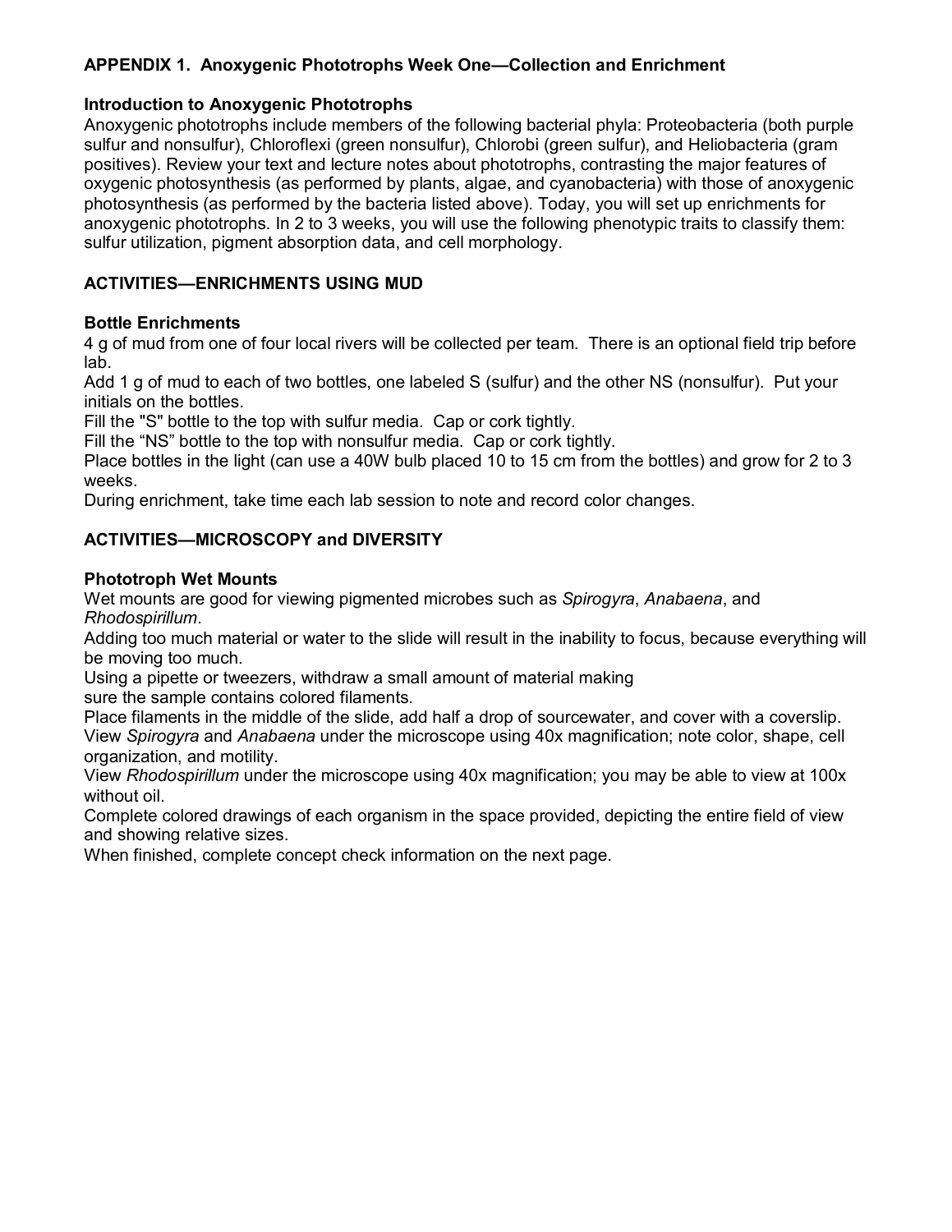## APPENDIX 1. Anoxygenic Phototrophs Week One—Collection and Enrichment

### Introduction to Anoxygenic Phototrophs

Anoxygenic phototrophs include members of the following bacterial phyla: Proteobacteria (both purple sulfur and nonsulfur), Chloroflexi (green nonsulfur), Chlorobi (green sulfur), and Heliobacteria (gram positives). Review your text and lecture notes about phototrophs, contrasting the major features of oxygenic photosynthesis (as performed by plants, algae, and cyanobacteria) with those of anoxygenic photosynthesis (as performed by the bacteria listed above). Today, you will set up enrichments for anoxygenic phototrophs. In 2 to 3 weeks, you will use the following phenotypic traits to classify them: sulfur utilization, pigment absorption data, and cell morphology.

## ACTIVITIES—ENRICHMENTS USING MUD

### Bottle Enrichments

4 g of mud from one of four local rivers will be collected per team. There is an optional field trip before lab.

Add 1 g of mud to each of two bottles, one labeled S (sulfur) and the other NS (nonsulfur). Put your initials on the bottles.

Fill the "S" bottle to the top with sulfur media. Cap or cork tightly.

Fill the "NS" bottle to the top with nonsulfur media. Cap or cork tightly.

Place bottles in the light (can use a 40W bulb placed 10 to 15 cm from the bottles) and grow for 2 to 3 weeks.

During enrichment, take time each lab session to note and record color changes.

## ACTIVITIES—MICROSCOPY and DIVERSITY

### Phototroph Wet Mounts

Wet mounts are good for viewing pigmented microbes such as *Spirogyra*, *Anabaena*, and *Rhodospirillum*.

Adding too much material or water to the slide will result in the inability to focus, because everything will be moving too much.

Using a pipette or tweezers, withdraw a small amount of material making sure the sample contains colored filaments.

Place filaments in the middle of the slide, add half a drop of sourcewater, and cover with a coverslip.

View *Spirogyra* and *Anabaena* under the microscope using 40x magnification; note color, shape, cell organization, and motility.

View *Rhodospirillum* under the microscope using 40x magnification; you may be able to view at 100x without oil.

Complete colored drawings of each organism in the space provided, depicting the entire field of view and showing relative sizes.

When finished, complete concept check information on the next page.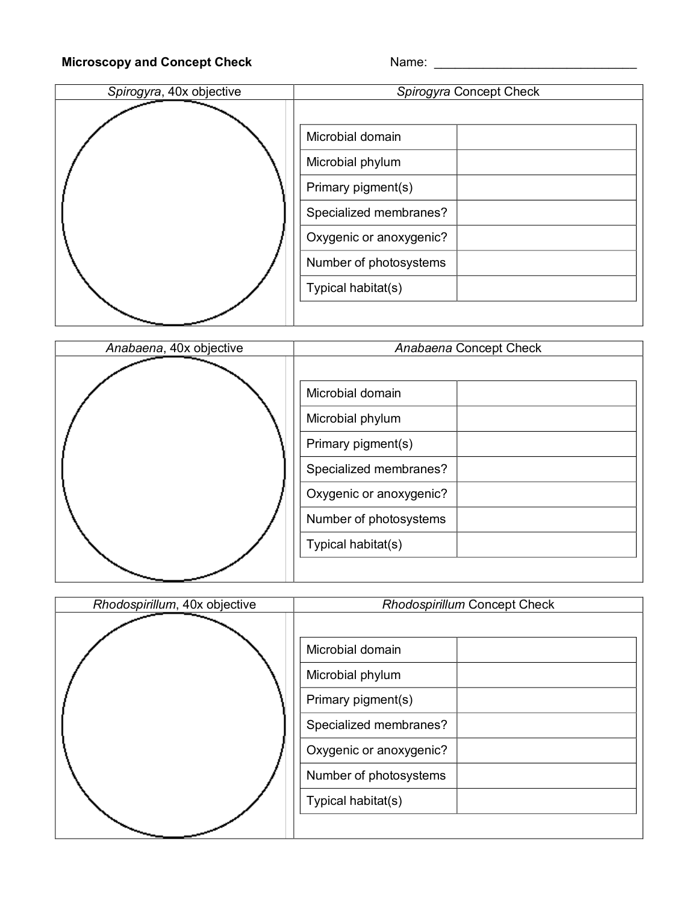**Microscopy and Concept Check** Name: ______________________________

| *Spirogyra*, 40x objective | *Spirogyra* Concept Check |
|---|---|
| | |

| | |
|---|---|
| Microbial domain | |
| Microbial phylum | |
| Primary pigment(s) | |
| Specialized membranes? | |
| Oxygenic or anoxygenic? | |
| Number of photosystems | |
| Typical habitat(s) | |

| *Anabaena*, 40x objective | *Anabaena* Concept Check |
|---|---|
| | |

| | |
|---|---|
| Microbial domain | |
| Microbial phylum | |
| Primary pigment(s) | |
| Specialized membranes? | |
| Oxygenic or anoxygenic? | |
| Number of photosystems | |
| Typical habitat(s) | |

| *Rhodospirillum*, 40x objective | *Rhodospirillum* Concept Check |
|---|---|
| | |

| | |
|---|---|
| Microbial domain | |
| Microbial phylum | |
| Primary pigment(s) | |
| Specialized membranes? | |
| Oxygenic or anoxygenic? | |
| Number of photosystems | |
| Typical habitat(s) | |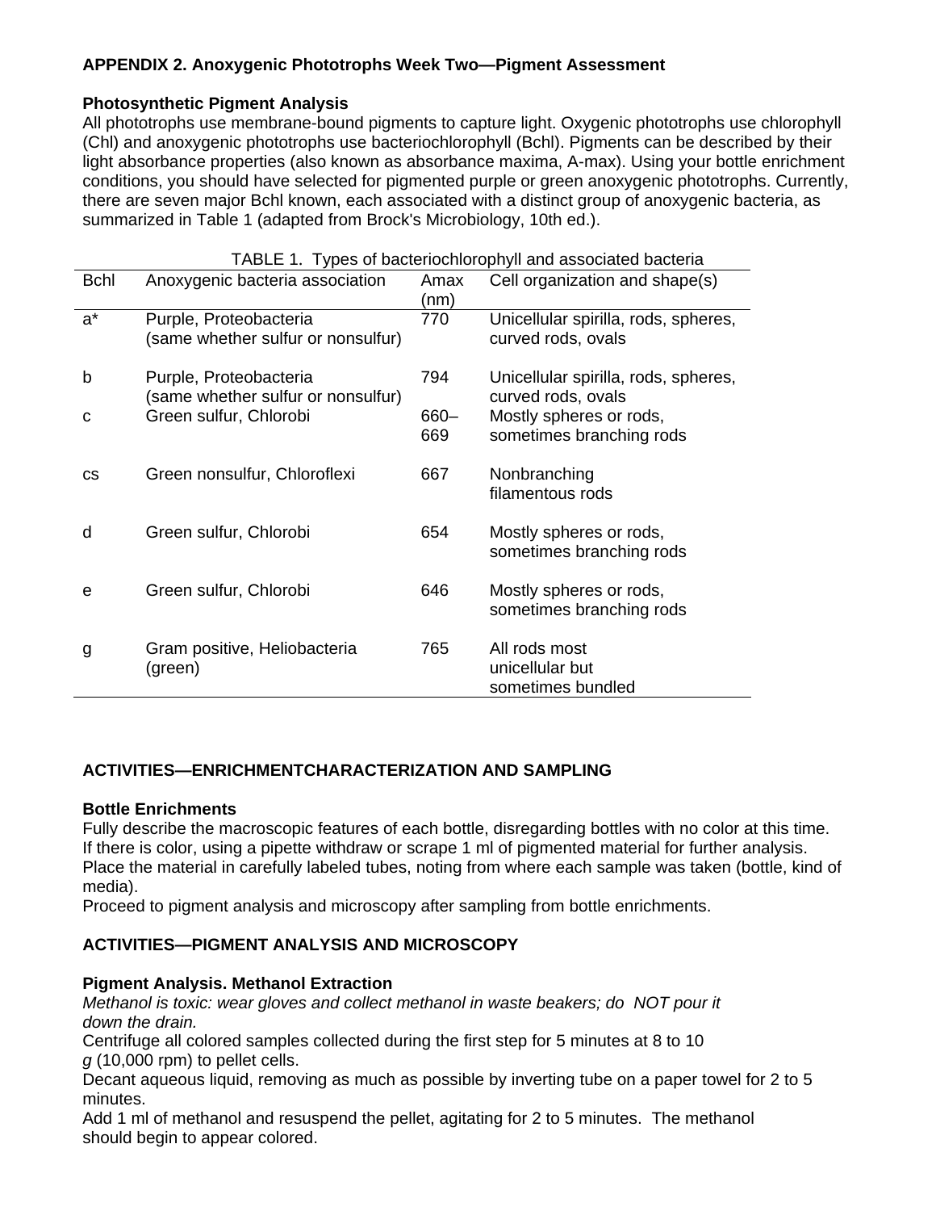**APPENDIX 2. Anoxygenic Phototrophs Week Two—Pigment Assessment**

**Photosynthetic Pigment Analysis**

All phototrophs use membrane-bound pigments to capture light. Oxygenic phototrophs use chlorophyll (Chl) and anoxygenic phototrophs use bacteriochlorophyll (Bchl). Pigments can be described by their light absorbance properties (also known as absorbance maxima, A-max). Using your bottle enrichment conditions, you should have selected for pigmented purple or green anoxygenic phototrophs. Currently, there are seven major Bchl known, each associated with a distinct group of anoxygenic bacteria, as summarized in Table 1 (adapted from Brock's Microbiology, 10th ed.).

TABLE 1. Types of bacteriochlorophyll and associated bacteria

| Bchl | Anoxygenic bacteria association | Amax (nm) | Cell organization and shape(s) |
|---|---|---|---|
| a* | Purple, Proteobacteria (same whether sulfur or nonsulfur) | 770 | Unicellular spirilla, rods, spheres, curved rods, ovals |
| b | Purple, Proteobacteria (same whether sulfur or nonsulfur) | 794 | Unicellular spirilla, rods, spheres, curved rods, ovals |
| c | Green sulfur, Chlorobi | 660–669 | Mostly spheres or rods, sometimes branching rods |
| cs | Green nonsulfur, Chloroflexi | 667 | Nonbranching filamentous rods |
| d | Green sulfur, Chlorobi | 654 | Mostly spheres or rods, sometimes branching rods |
| e | Green sulfur, Chlorobi | 646 | Mostly spheres or rods, sometimes branching rods |
| g | Gram positive, Heliobacteria (green) | 765 | All rods most unicellular but sometimes bundled |

**ACTIVITIES—ENRICHMENTCHARACTERIZATION AND SAMPLING**

**Bottle Enrichments**

Fully describe the macroscopic features of each bottle, disregarding bottles with no color at this time. If there is color, using a pipette withdraw or scrape 1 ml of pigmented material for further analysis. Place the material in carefully labeled tubes, noting from where each sample was taken (bottle, kind of media).

Proceed to pigment analysis and microscopy after sampling from bottle enrichments.

**ACTIVITIES—PIGMENT ANALYSIS AND MICROSCOPY**

**Pigment Analysis. Methanol Extraction**

*Methanol is toxic: wear gloves and collect methanol in waste beakers; do NOT pour it down the drain.*

Centrifuge all colored samples collected during the first step for 5 minutes at 8 to 10 *g* (10,000 rpm) to pellet cells.

Decant aqueous liquid, removing as much as possible by inverting tube on a paper towel for 2 to 5 minutes.

Add 1 ml of methanol and resuspend the pellet, agitating for 2 to 5 minutes. The methanol should begin to appear colored.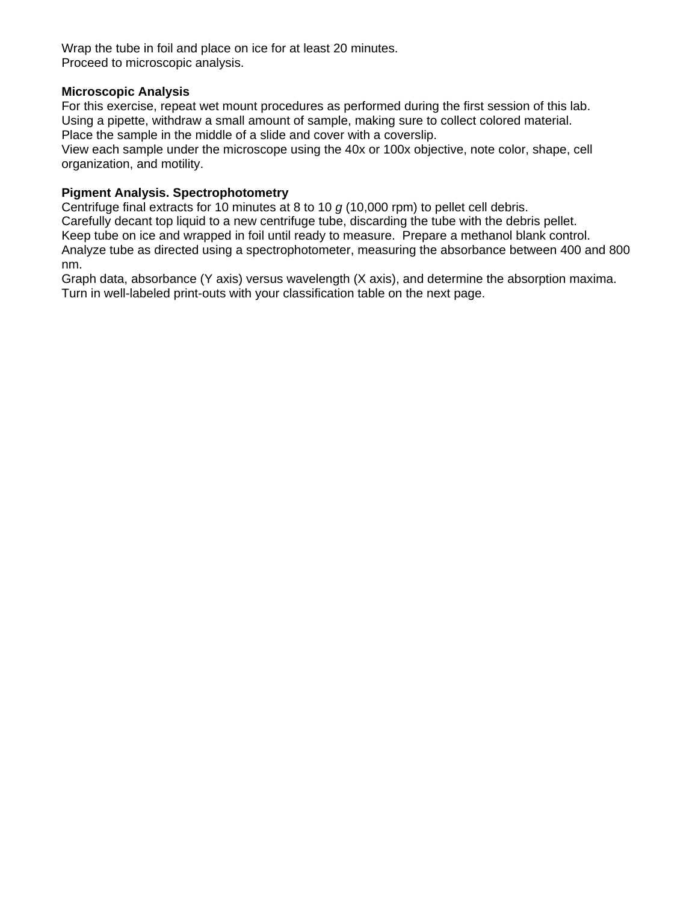Wrap the tube in foil and place on ice for at least 20 minutes.
Proceed to microscopic analysis.

**Microscopic Analysis**
For this exercise, repeat wet mount procedures as performed during the first session of this lab.
Using a pipette, withdraw a small amount of sample, making sure to collect colored material.
Place the sample in the middle of a slide and cover with a coverslip.
View each sample under the microscope using the 40x or 100x objective, note color, shape, cell organization, and motility.

**Pigment Analysis. Spectrophotometry**
Centrifuge final extracts for 10 minutes at 8 to 10 *g* (10,000 rpm) to pellet cell debris.
Carefully decant top liquid to a new centrifuge tube, discarding the tube with the debris pellet.
Keep tube on ice and wrapped in foil until ready to measure. Prepare a methanol blank control.
Analyze tube as directed using a spectrophotometer, measuring the absorbance between 400 and 800 nm.
Graph data, absorbance (Y axis) versus wavelength (X axis), and determine the absorption maxima.
Turn in well-labeled print-outs with your classification table on the next page.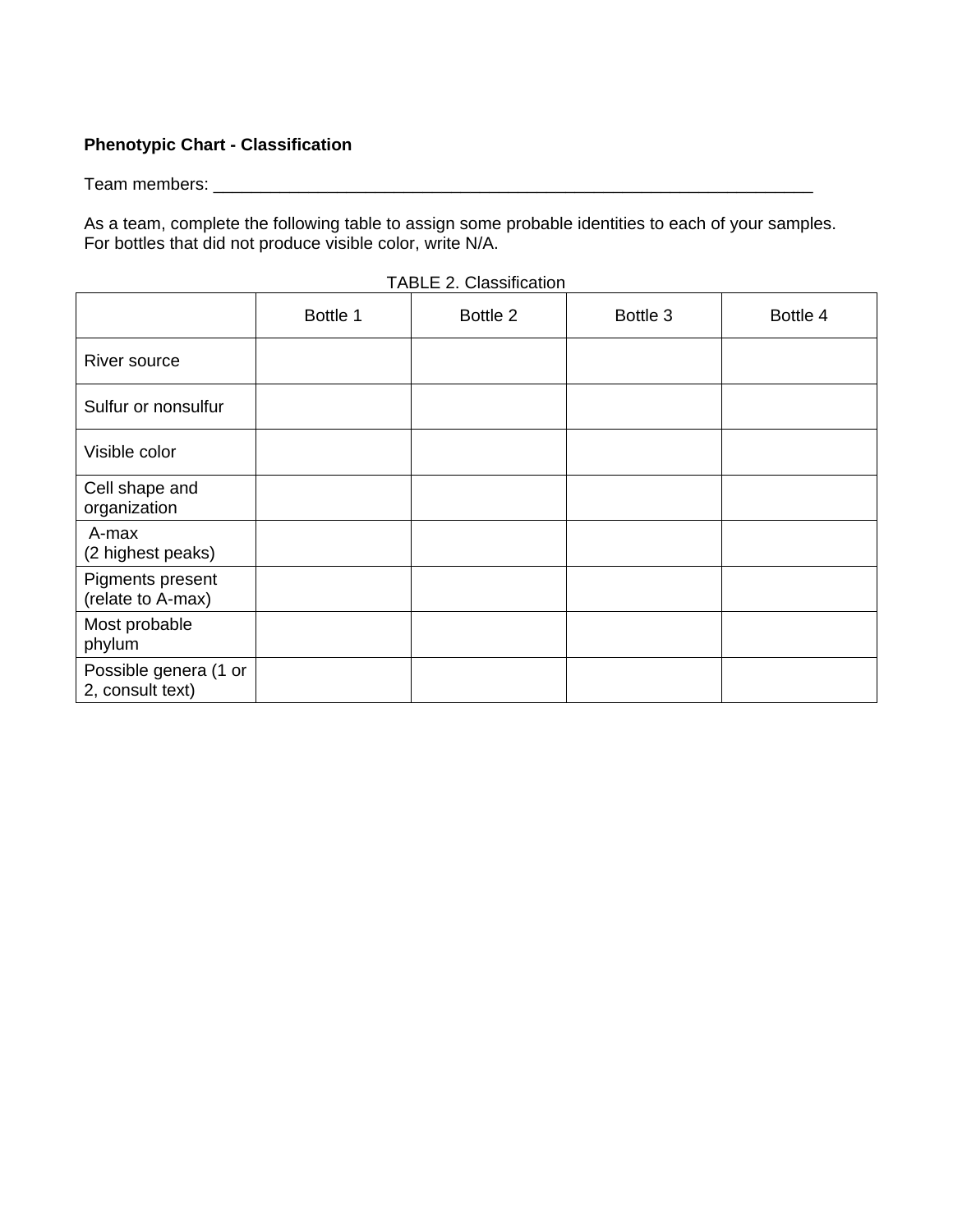**Phenotypic Chart - Classification**

Team members: ___________________________________________________________________

As a team, complete the following table to assign some probable identities to each of your samples. For bottles that did not produce visible color, write N/A.

TABLE 2. Classification

| | Bottle 1 | Bottle 2 | Bottle 3 | Bottle 4 |
|---|---|---|---|---|
| River source | | | | |
| Sulfur or nonsulfur | | | | |
| Visible color | | | | |
| Cell shape and organization | | | | |
| A-max (2 highest peaks) | | | | |
| Pigments present (relate to A-max) | | | | |
| Most probable phylum | | | | |
| Possible genera (1 or 2, consult text) | | | | |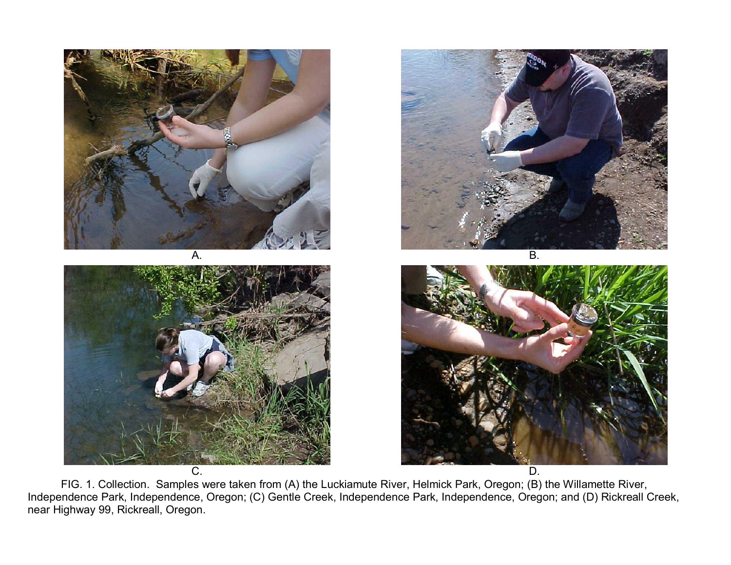A.

B.

C.

D.

FIG. 1. Collection. Samples were taken from (A) the Luckiamute River, Helmick Park, Oregon; (B) the Willamette River, Independence Park, Independence, Oregon; (C) Gentle Creek, Independence Park, Independence, Oregon; and (D) Rickreall Creek, near Highway 99, Rickreall, Oregon.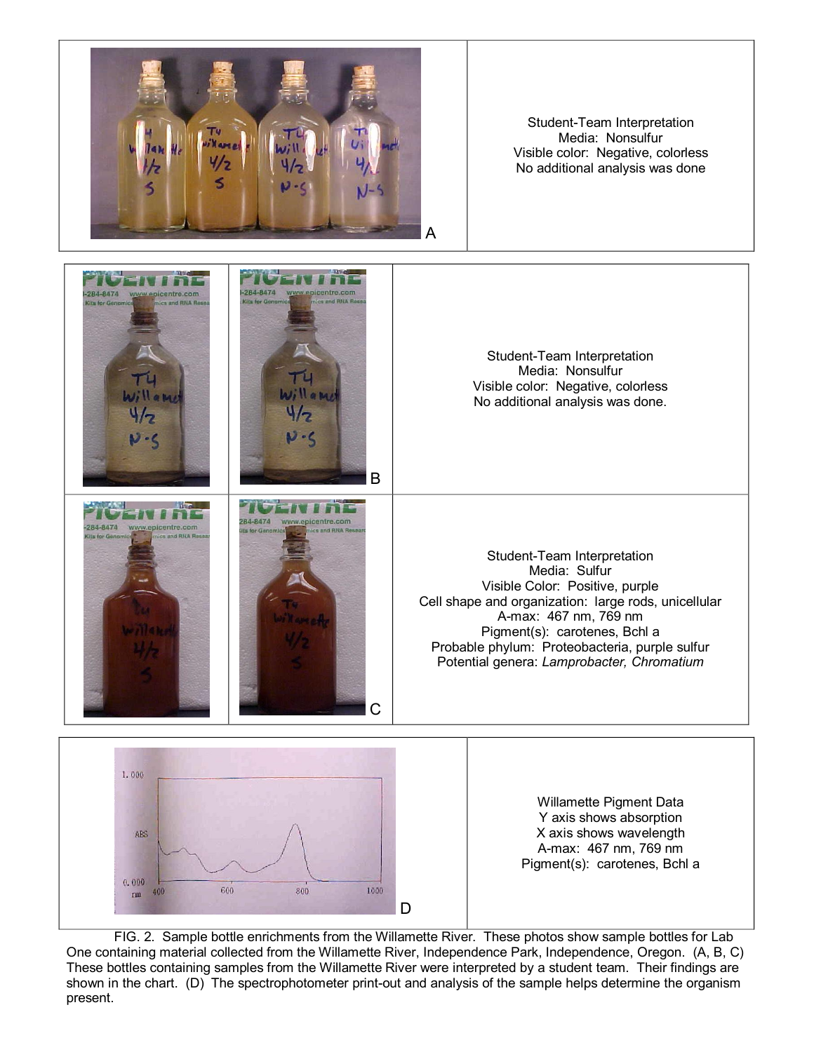| | Student-Team Interpretation<br>Media: Nonsulfur<br>Visible color: Negative, colorless<br>No additional analysis was done |
|---|---|
| A | |

| | | Student-Team Interpretation<br>Media: Nonsulfur<br>Visible color: Negative, colorless<br>No additional analysis was done. |
|---|---|---|
| | B | |
| | C | Student-Team Interpretation<br>Media: Sulfur<br>Visible Color: Positive, purple<br>Cell shape and organization: large rods, unicellular<br>A-max: 467 nm, 769 nm<br>Pigment(s): carotenes, Bchl a<br>Probable phylum: Proteobacteria, purple sulfur<br>Potential genera: *Lamprobacter, Chromatium* |

| | Willamette Pigment Data<br>Y axis shows absorption<br>X axis shows wavelength<br>A-max: 467 nm, 769 nm<br>Pigment(s): carotenes, Bchl a |
|---|---|
| D | |

FIG. 2. Sample bottle enrichments from the Willamette River. These photos show sample bottles for Lab One containing material collected from the Willamette River, Independence Park, Independence, Oregon. (A, B, C) These bottles containing samples from the Willamette River were interpreted by a student team. Their findings are shown in the chart. (D) The spectrophotometer print-out and analysis of the sample helps determine the organism present.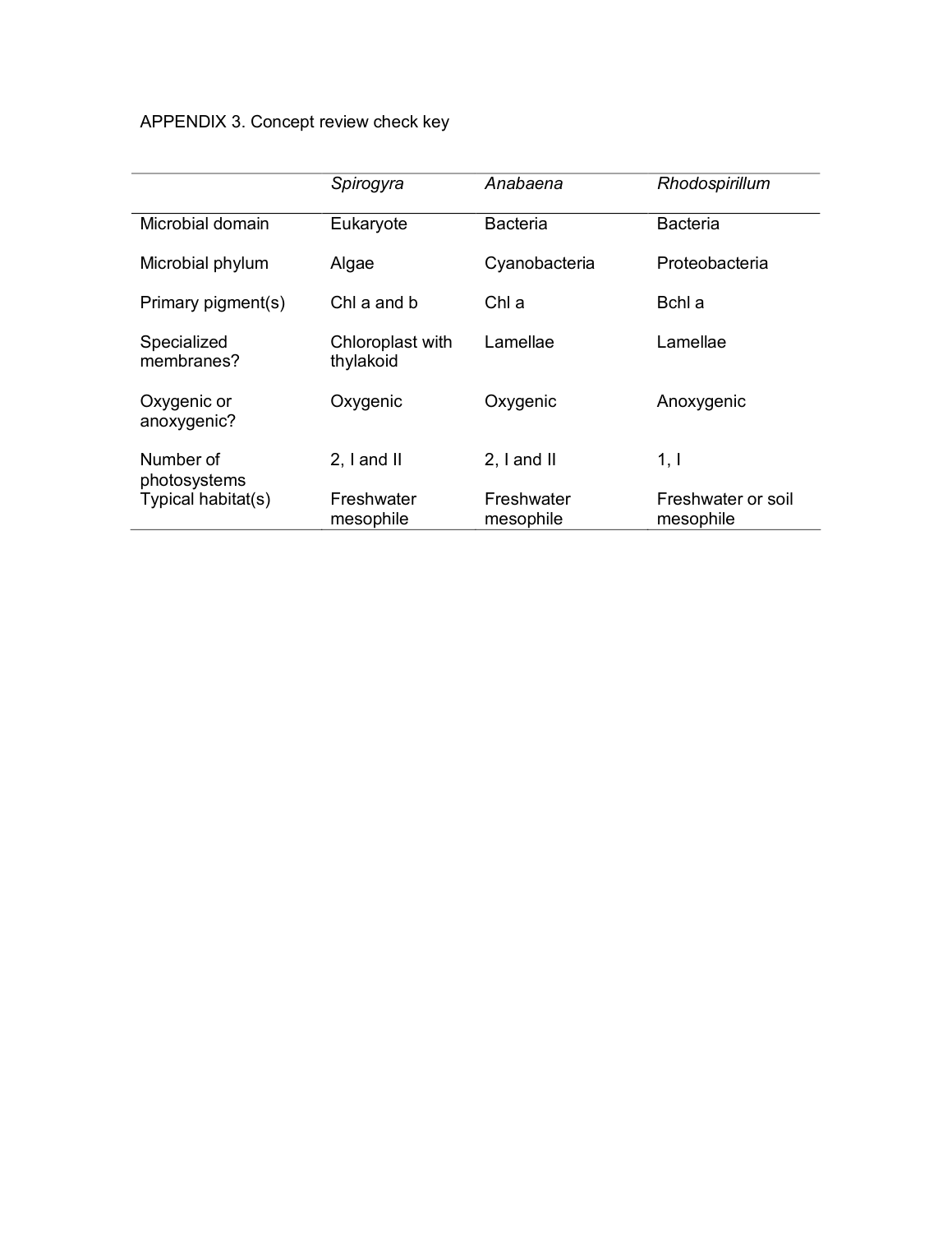APPENDIX 3. Concept review check key

| | *Spirogyra* | *Anabaena* | *Rhodospirillum* |
|---|---|---|---|
| Microbial domain | Eukaryote | Bacteria | Bacteria |
| Microbial phylum | Algae | Cyanobacteria | Proteobacteria |
| Primary pigment(s) | Chl a and b | Chl a | Bchl a |
| Specialized membranes? | Chloroplast with thylakoid | Lamellae | Lamellae |
| Oxygenic or anoxygenic? | Oxygenic | Oxygenic | Anoxygenic |
| Number of photosystems | 2, I and II | 2, I and II | 1, I |
| Typical habitat(s) | Freshwater mesophile | Freshwater mesophile | Freshwater or soil mesophile |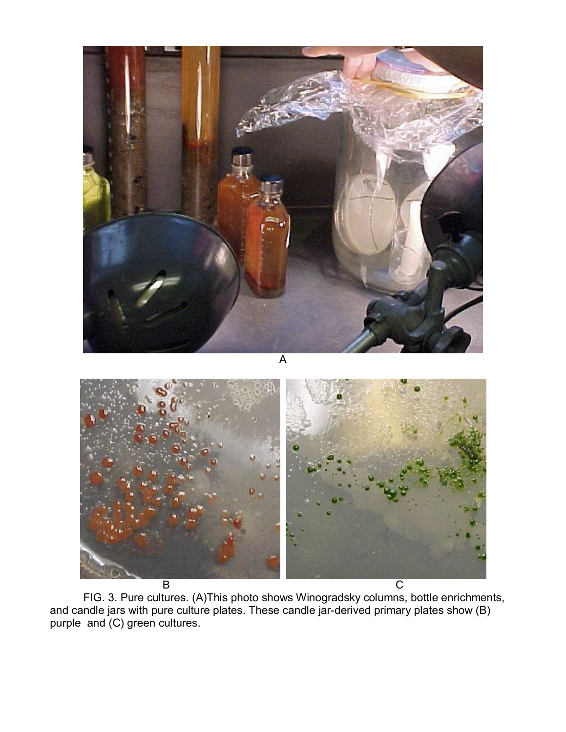A

B C

FIG. 3. Pure cultures. (A)This photo shows Winogradsky columns, bottle enrichments, and candle jars with pure culture plates. These candle jar-derived primary plates show (B) purple and (C) green cultures.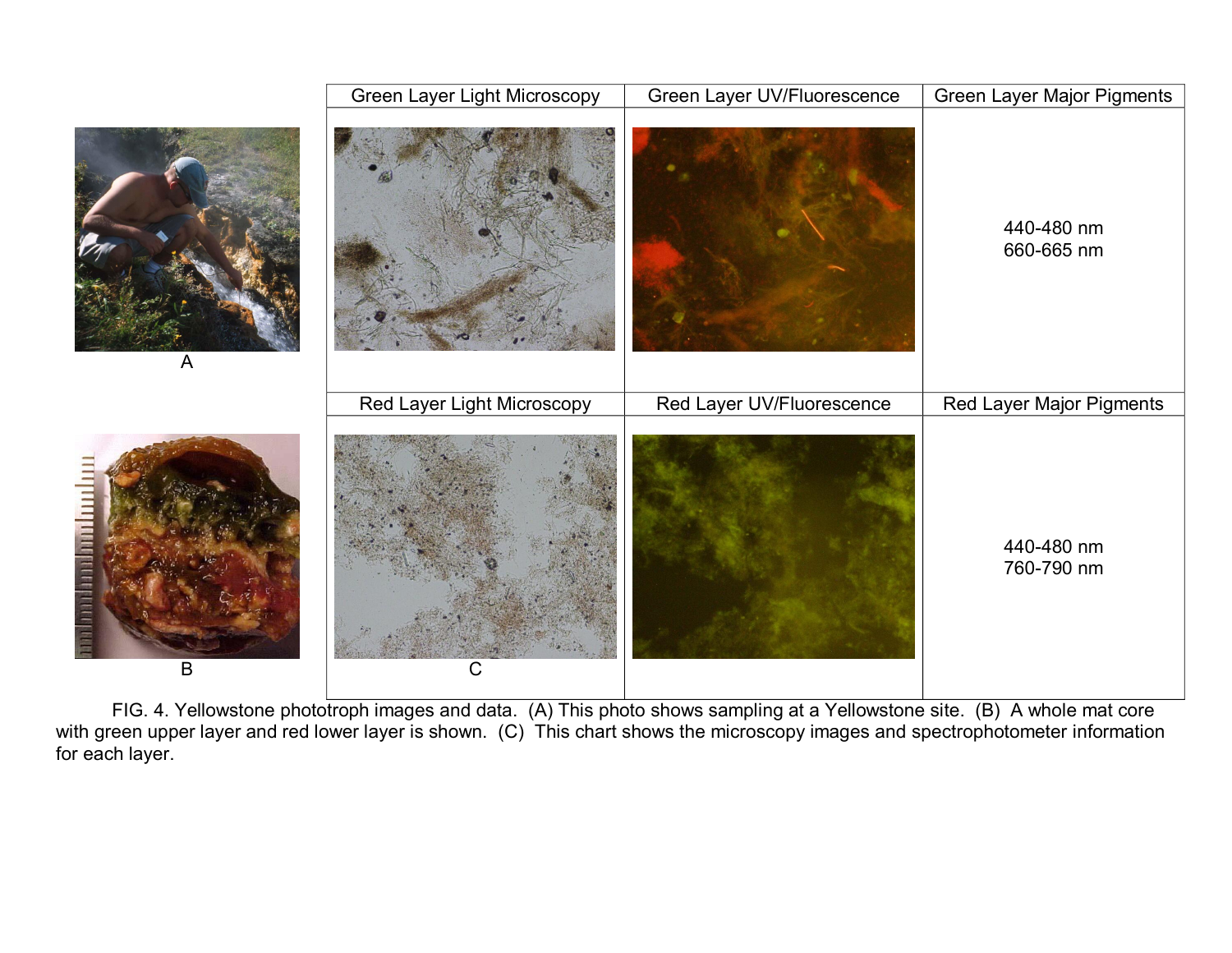| Green Layer Light Microscopy | Green Layer UV/Fluorescence | Green Layer Major Pigments |
|---|---|---|
| | | 440-480 nm<br>660-665 nm |
| **Red Layer Light Microscopy** | **Red Layer UV/Fluorescence** | **Red Layer Major Pigments** |
| | | 440-480 nm<br>760-790 nm |

A

B

C

FIG. 4. Yellowstone phototroph images and data. (A) This photo shows sampling at a Yellowstone site. (B) A whole mat core with green upper layer and red lower layer is shown. (C) This chart shows the microscopy images and spectrophotometer information for each layer.